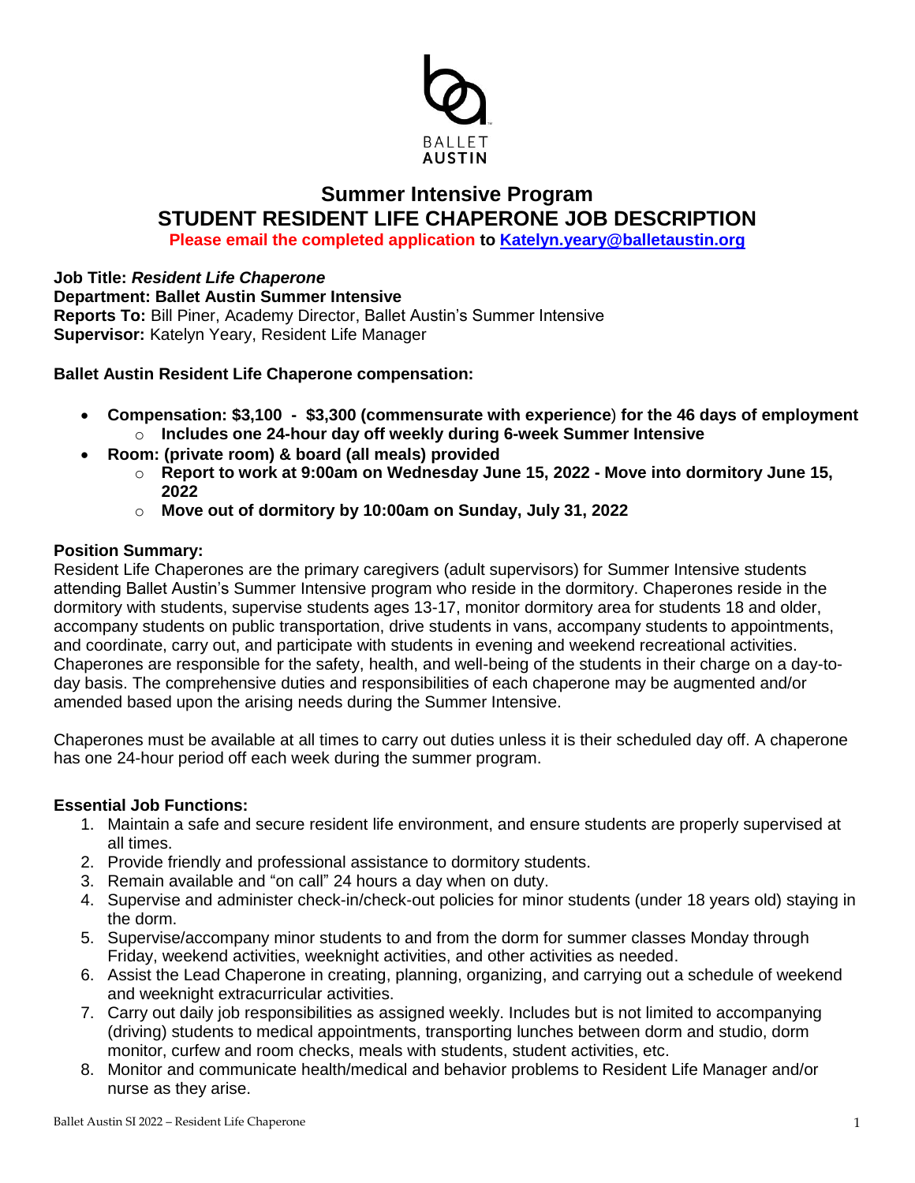BALLET AUSTIN

# Summer Intensive Program

# STUDENT RESIDENT LIFE CHAPERONE JOB DESCRIPTION

**Please email the completed application to [Katelyn.yeary@balletaustin.org](mailto:Katelyn.yeary@balletaustin.org)**

**Job Title:** ***Resident Life Chaperone***
**Department: Ballet Austin Summer Intensive**
**Reports To:** Bill Piner, Academy Director, Ballet Austin's Summer Intensive
**Supervisor:** Katelyn Yeary, Resident Life Manager

**Ballet Austin Resident Life Chaperone compensation:**

- **Compensation: $3,100 - $3,300 (commensurate with experience) for the 46 days of employment**
  - **Includes one 24-hour day off weekly during 6-week Summer Intensive**
- **Room: (private room) & board (all meals) provided**
  - **Report to work at 9:00am on Wednesday June 15, 2022 - Move into dormitory June 15, 2022**
  - **Move out of dormitory by 10:00am on Sunday, July 31, 2022**

**Position Summary:**
Resident Life Chaperones are the primary caregivers (adult supervisors) for Summer Intensive students attending Ballet Austin's Summer Intensive program who reside in the dormitory. Chaperones reside in the dormitory with students, supervise students ages 13-17, monitor dormitory area for students 18 and older, accompany students on public transportation, drive students in vans, accompany students to appointments, and coordinate, carry out, and participate with students in evening and weekend recreational activities. Chaperones are responsible for the safety, health, and well-being of the students in their charge on a day-to-day basis. The comprehensive duties and responsibilities of each chaperone may be augmented and/or amended based upon the arising needs during the Summer Intensive.

Chaperones must be available at all times to carry out duties unless it is their scheduled day off. A chaperone has one 24-hour period off each week during the summer program.

**Essential Job Functions:**

1. Maintain a safe and secure resident life environment, and ensure students are properly supervised at all times.
2. Provide friendly and professional assistance to dormitory students.
3. Remain available and "on call" 24 hours a day when on duty.
4. Supervise and administer check-in/check-out policies for minor students (under 18 years old) staying in the dorm.
5. Supervise/accompany minor students to and from the dorm for summer classes Monday through Friday, weekend activities, weeknight activities, and other activities as needed.
6. Assist the Lead Chaperone in creating, planning, organizing, and carrying out a schedule of weekend and weeknight extracurricular activities.
7. Carry out daily job responsibilities as assigned weekly. Includes but is not limited to accompanying (driving) students to medical appointments, transporting lunches between dorm and studio, dorm monitor, curfew and room checks, meals with students, student activities, etc.
8. Monitor and communicate health/medical and behavior problems to Resident Life Manager and/or nurse as they arise.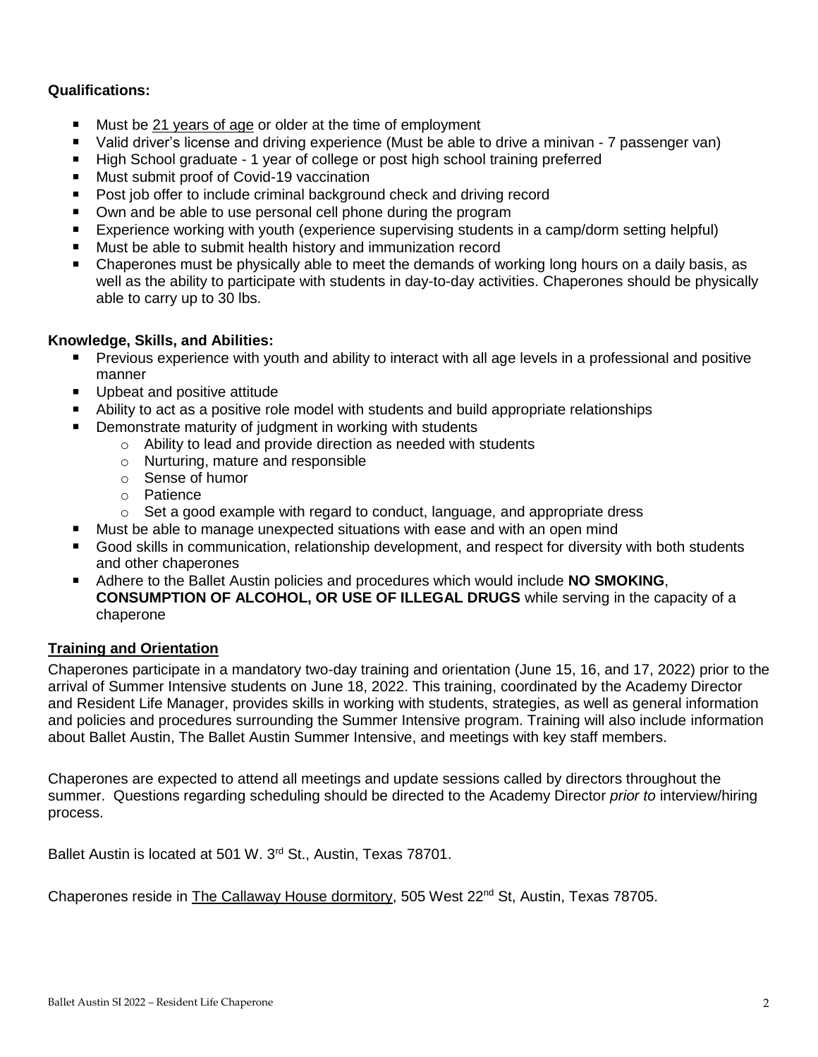**Qualifications:**

- Must be 21 years of age or older at the time of employment
- Valid driver's license and driving experience (Must be able to drive a minivan - 7 passenger van)
- High School graduate - 1 year of college or post high school training preferred
- Must submit proof of Covid-19 vaccination
- Post job offer to include criminal background check and driving record
- Own and be able to use personal cell phone during the program
- Experience working with youth (experience supervising students in a camp/dorm setting helpful)
- Must be able to submit health history and immunization record
- Chaperones must be physically able to meet the demands of working long hours on a daily basis, as well as the ability to participate with students in day-to-day activities. Chaperones should be physically able to carry up to 30 lbs.

**Knowledge, Skills, and Abilities:**

- Previous experience with youth and ability to interact with all age levels in a professional and positive manner
- Upbeat and positive attitude
- Ability to act as a positive role model with students and build appropriate relationships
- Demonstrate maturity of judgment in working with students
  - Ability to lead and provide direction as needed with students
  - Nurturing, mature and responsible
  - Sense of humor
  - Patience
  - Set a good example with regard to conduct, language, and appropriate dress
- Must be able to manage unexpected situations with ease and with an open mind
- Good skills in communication, relationship development, and respect for diversity with both students and other chaperones
- Adhere to the Ballet Austin policies and procedures which would include **NO SMOKING**, **CONSUMPTION OF ALCOHOL, OR USE OF ILLEGAL DRUGS** while serving in the capacity of a chaperone

**Training and Orientation**

Chaperones participate in a mandatory two-day training and orientation (June 15, 16, and 17, 2022) prior to the arrival of Summer Intensive students on June 18, 2022. This training, coordinated by the Academy Director and Resident Life Manager, provides skills in working with students, strategies, as well as general information and policies and procedures surrounding the Summer Intensive program. Training will also include information about Ballet Austin, The Ballet Austin Summer Intensive, and meetings with key staff members.

Chaperones are expected to attend all meetings and update sessions called by directors throughout the summer. Questions regarding scheduling should be directed to the Academy Director *prior to* interview/hiring process.

Ballet Austin is located at 501 W. 3rd St., Austin, Texas 78701.

Chaperones reside in The Callaway House dormitory, 505 West 22nd St, Austin, Texas 78705.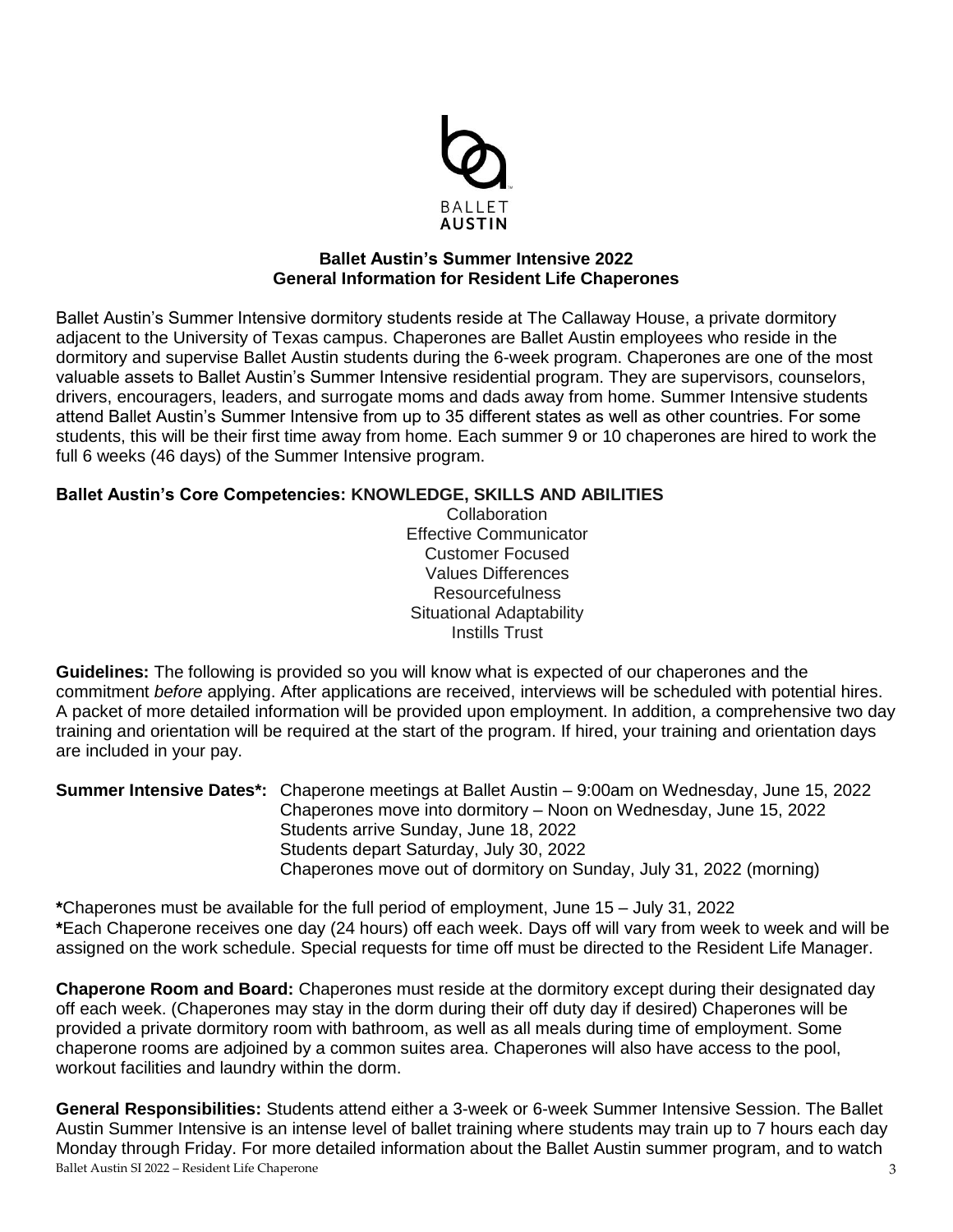BALLET AUSTIN

## Ballet Austin's Summer Intensive 2022
## General Information for Resident Life Chaperones

Ballet Austin's Summer Intensive dormitory students reside at The Callaway House, a private dormitory adjacent to the University of Texas campus. Chaperones are Ballet Austin employees who reside in the dormitory and supervise Ballet Austin students during the 6-week program. Chaperones are one of the most valuable assets to Ballet Austin's Summer Intensive residential program. They are supervisors, counselors, drivers, encouragers, leaders, and surrogate moms and dads away from home. Summer Intensive students attend Ballet Austin's Summer Intensive from up to 35 different states as well as other countries. For some students, this will be their first time away from home. Each summer 9 or 10 chaperones are hired to work the full 6 weeks (46 days) of the Summer Intensive program.

**Ballet Austin's Core Competencies: KNOWLEDGE, SKILLS AND ABILITIES**

Collaboration
Effective Communicator
Customer Focused
Values Differences
Resourcefulness
Situational Adaptability
Instills Trust

**Guidelines:** The following is provided so you will know what is expected of our chaperones and the commitment *before* applying. After applications are received, interviews will be scheduled with potential hires. A packet of more detailed information will be provided upon employment. In addition, a comprehensive two day training and orientation will be required at the start of the program. If hired, your training and orientation days are included in your pay.

**Summer Intensive Dates*:** Chaperone meetings at Ballet Austin – 9:00am on Wednesday, June 15, 2022
Chaperones move into dormitory – Noon on Wednesday, June 15, 2022
Students arrive Sunday, June 18, 2022
Students depart Saturday, July 30, 2022
Chaperones move out of dormitory on Sunday, July 31, 2022 (morning)

**\***Chaperones must be available for the full period of employment, June 15 – July 31, 2022
**\***Each Chaperone receives one day (24 hours) off each week. Days off will vary from week to week and will be assigned on the work schedule. Special requests for time off must be directed to the Resident Life Manager.

**Chaperone Room and Board:** Chaperones must reside at the dormitory except during their designated day off each week. (Chaperones may stay in the dorm during their off duty day if desired) Chaperones will be provided a private dormitory room with bathroom, as well as all meals during time of employment. Some chaperone rooms are adjoined by a common suites area. Chaperones will also have access to the pool, workout facilities and laundry within the dorm.

**General Responsibilities:** Students attend either a 3-week or 6-week Summer Intensive Session. The Ballet Austin Summer Intensive is an intense level of ballet training where students may train up to 7 hours each day Monday through Friday. For more detailed information about the Ballet Austin summer program, and to watch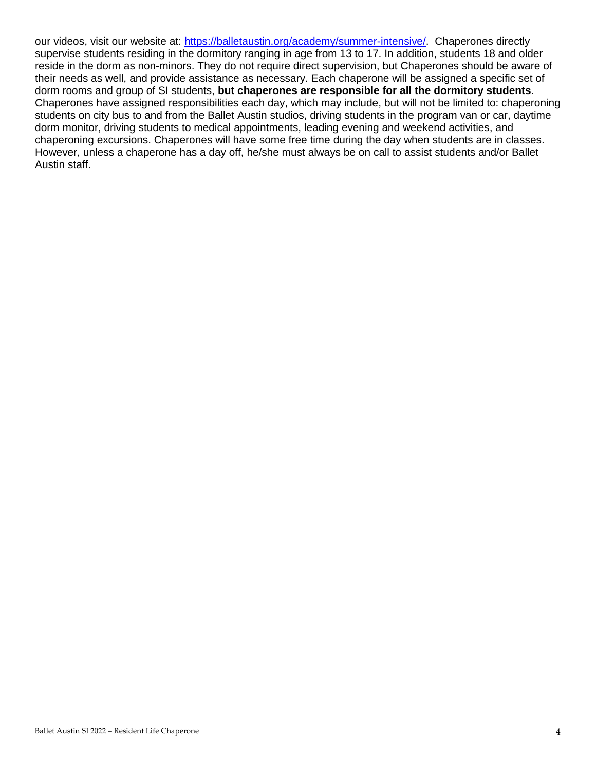our videos, visit our website at: [https://balletaustin.org/academy/summer-intensive/](https://balletaustin.org/academy/summer-intensive/). Chaperones directly supervise students residing in the dormitory ranging in age from 13 to 17. In addition, students 18 and older reside in the dorm as non-minors. They do not require direct supervision, but Chaperones should be aware of their needs as well, and provide assistance as necessary. Each chaperone will be assigned a specific set of dorm rooms and group of SI students, **but chaperones are responsible for all the dormitory students**. Chaperones have assigned responsibilities each day, which may include, but will not be limited to: chaperoning students on city bus to and from the Ballet Austin studios, driving students in the program van or car, daytime dorm monitor, driving students to medical appointments, leading evening and weekend activities, and chaperoning excursions. Chaperones will have some free time during the day when students are in classes. However, unless a chaperone has a day off, he/she must always be on call to assist students and/or Ballet Austin staff.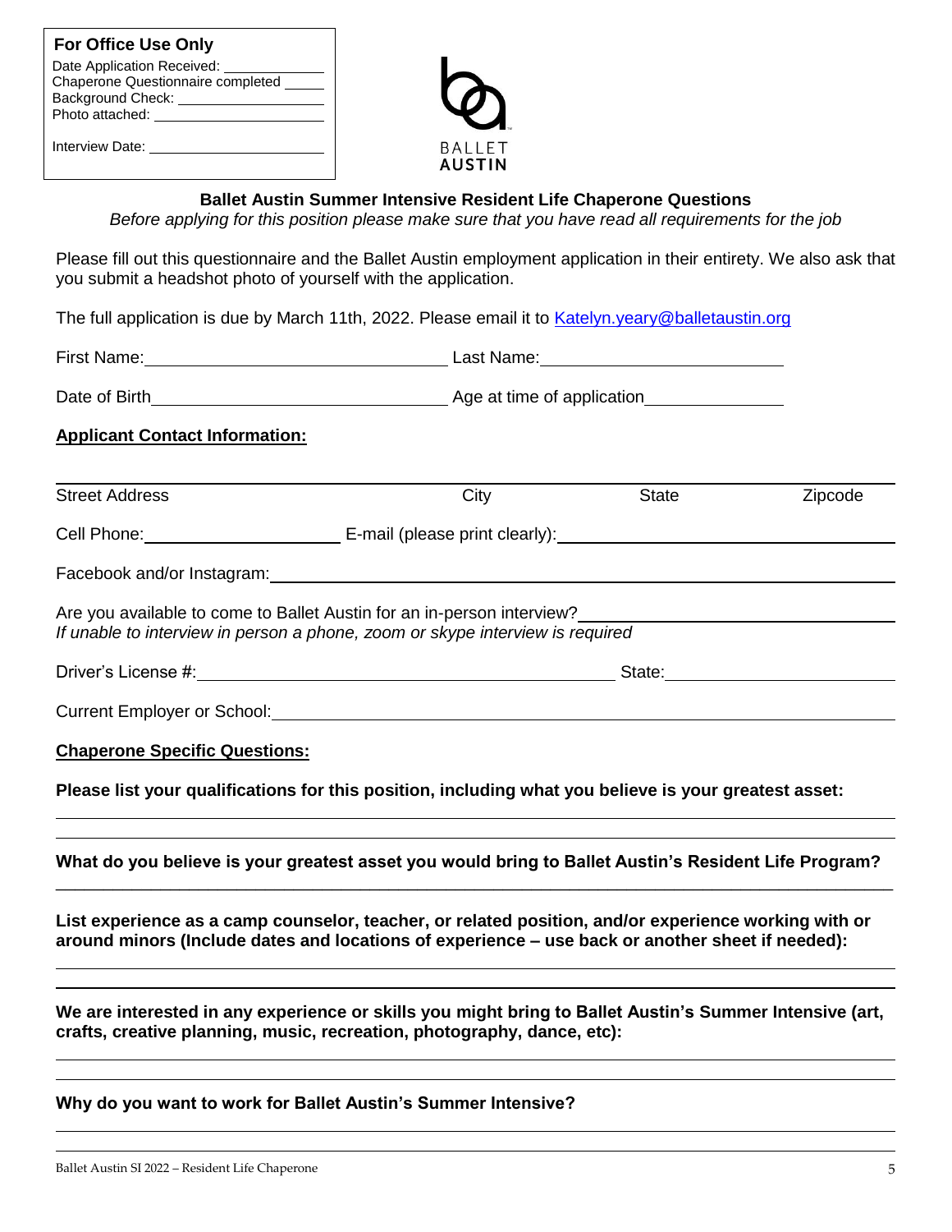**For Office Use Only**

Date Application Received: ____________

Chaperone Questionnaire completed _____

Background Check: ________________

Photo attached: ____________________

Interview Date: ____________________

BALLET AUSTIN

**Ballet Austin Summer Intensive Resident Life Chaperone Questions**

*Before applying for this position please make sure that you have read all requirements for the job*

Please fill out this questionnaire and the Ballet Austin employment application in their entirety. We also ask that you submit a headshot photo of yourself with the application.

The full application is due by March 11th, 2022. Please email it to [Katelyn.yeary@balletaustin.org](mailto:Katelyn.yeary@balletaustin.org)

First Name:______________________________ Last Name:______________________

Date of Birth______________________________ Age at time of application____________

**Applicant Contact Information:**

_______________________________________________________________________________

Street Address City State Zipcode

Cell Phone:____________________ E-mail (please print clearly):______________________________

Facebook and/or Instagram:_____________________________________________________________

Are you available to come to Ballet Austin for an in-person interview?__________________________

*If unable to interview in person a phone, zoom or skype interview is required*

Driver's License #:________________________________________ State:______________________

Current Employer or School:_____________________________________________________________

**Chaperone Specific Questions:**

**Please list your qualifications for this position, including what you believe is your greatest asset:**

_______________________________________________________________________________

_______________________________________________________________________________

**What do you believe is your greatest asset you would bring to Ballet Austin's Resident Life Program?**

_______________________________________________________________________________

**List experience as a camp counselor, teacher, or related position, and/or experience working with or around minors (Include dates and locations of experience – use back or another sheet if needed):**

_______________________________________________________________________________

_______________________________________________________________________________

**We are interested in any experience or skills you might bring to Ballet Austin's Summer Intensive (art, crafts, creative planning, music, recreation, photography, dance, etc):**

_______________________________________________________________________________

_______________________________________________________________________________

**Why do you want to work for Ballet Austin's Summer Intensive?**

_______________________________________________________________________________

_______________________________________________________________________________